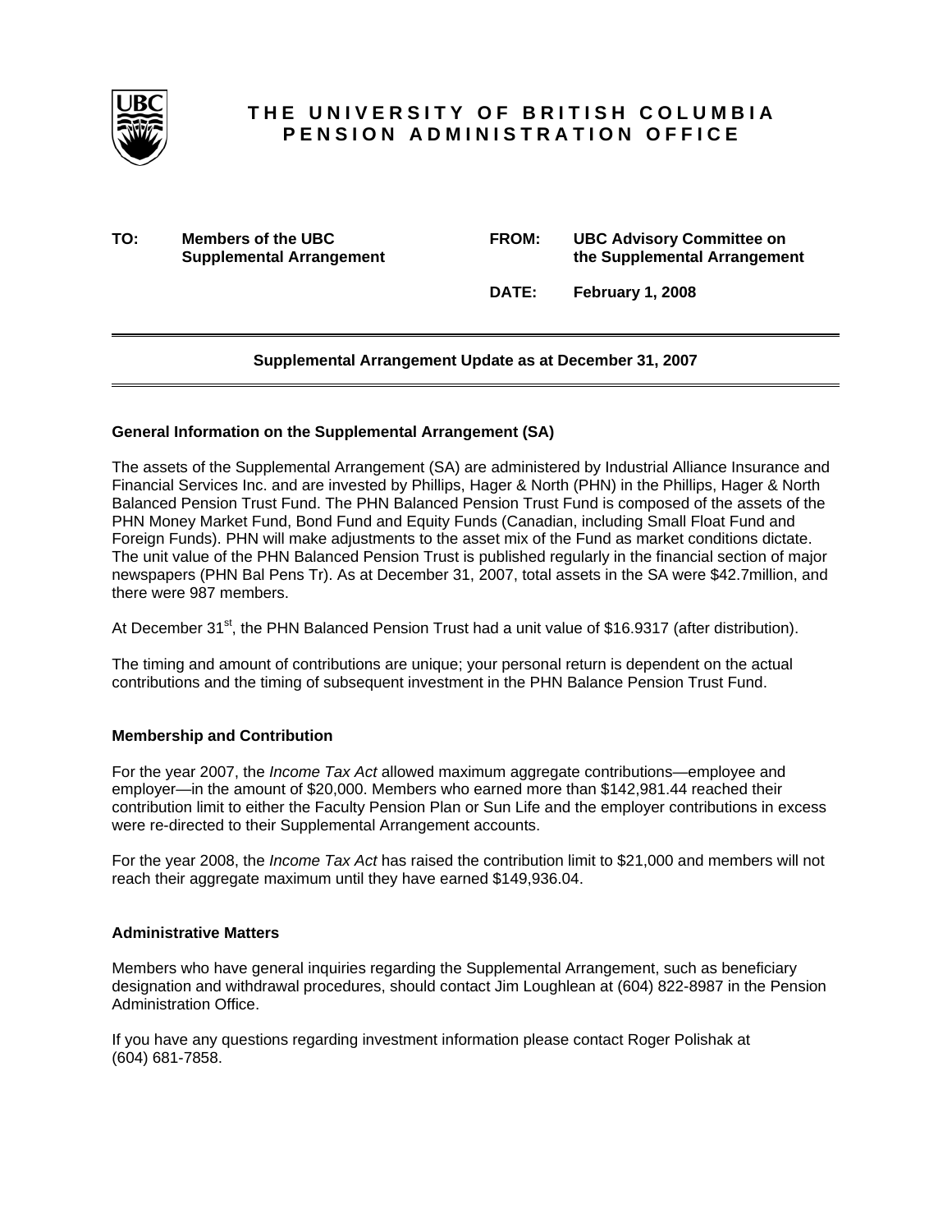# THE UNIVERSITY OF BRITISH COLUMBIA PENSION ADMINISTRATION OFFICE

**TO:** **Members of the UBC Supplemental Arrangement**

**FROM:** **UBC Advisory Committee on the Supplemental Arrangement**

**DATE:** **February 1, 2008**

---

**Supplemental Arrangement Update as at December 31, 2007**

---

### General Information on the Supplemental Arrangement (SA)

The assets of the Supplemental Arrangement (SA) are administered by Industrial Alliance Insurance and Financial Services Inc. and are invested by Phillips, Hager & North (PHN) in the Phillips, Hager & North Balanced Pension Trust Fund. The PHN Balanced Pension Trust Fund is composed of the assets of the PHN Money Market Fund, Bond Fund and Equity Funds (Canadian, including Small Float Fund and Foreign Funds). PHN will make adjustments to the asset mix of the Fund as market conditions dictate. The unit value of the PHN Balanced Pension Trust is published regularly in the financial section of major newspapers (PHN Bal Pens Tr). As at December 31, 2007, total assets in the SA were $42.7million, and there were 987 members.

At December 31st, the PHN Balanced Pension Trust had a unit value of $16.9317 (after distribution).

The timing and amount of contributions are unique; your personal return is dependent on the actual contributions and the timing of subsequent investment in the PHN Balance Pension Trust Fund.

### Membership and Contribution

For the year 2007, the *Income Tax Act* allowed maximum aggregate contributions—employee and employer—in the amount of $20,000. Members who earned more than $142,981.44 reached their contribution limit to either the Faculty Pension Plan or Sun Life and the employer contributions in excess were re-directed to their Supplemental Arrangement accounts.

For the year 2008, the *Income Tax Act* has raised the contribution limit to $21,000 and members will not reach their aggregate maximum until they have earned $149,936.04.

### Administrative Matters

Members who have general inquiries regarding the Supplemental Arrangement, such as beneficiary designation and withdrawal procedures, should contact Jim Loughlean at (604) 822-8987 in the Pension Administration Office.

If you have any questions regarding investment information please contact Roger Polishak at (604) 681-7858.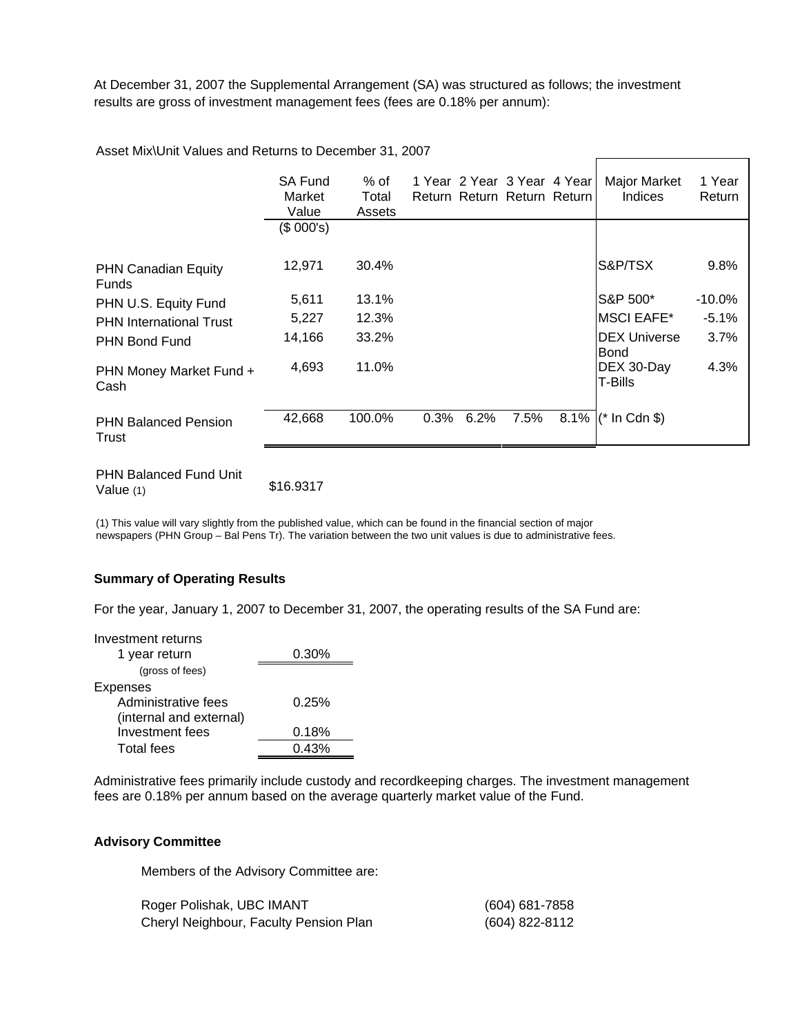At December 31, 2007 the Supplemental Arrangement (SA) was structured as follows; the investment results are gross of investment management fees (fees are 0.18% per annum):

Asset Mix\Unit Values and Returns to December 31, 2007

| | SA Fund Market Value ($ 000's) | % of Total Assets | 1 Year Return | 2 Year Return | 3 Year Return | 4 Year Return | Major Market Indices | 1 Year Return |
|---|---|---|---|---|---|---|---|---|
| PHN Canadian Equity Funds | 12,971 | 30.4% | | | | | S&P/TSX | 9.8% |
| PHN U.S. Equity Fund | 5,611 | 13.1% | | | | | S&P 500* | -10.0% |
| PHN International Trust | 5,227 | 12.3% | | | | | MSCI EAFE* | -5.1% |
| PHN Bond Fund | 14,166 | 33.2% | | | | | DEX Universe Bond | 3.7% |
| PHN Money Market Fund + Cash | 4,693 | 11.0% | | | | | DEX 30-Day T-Bills | 4.3% |
| PHN Balanced Pension Trust | 42,668 | 100.0% | 0.3% | 6.2% | 7.5% | 8.1% | (* In Cdn $) | |

PHN Balanced Fund Unit Value (1) $16.9317

(1) This value will vary slightly from the published value, which can be found in the financial section of major newspapers (PHN Group – Bal Pens Tr). The variation between the two unit values is due to administrative fees.

**Summary of Operating Results**

For the year, January 1, 2007 to December 31, 2007, the operating results of the SA Fund are:

| | |
|---|---|
| Investment returns | |
| 1 year return (gross of fees) | 0.30% |
| Expenses | |
| Administrative fees (internal and external) | 0.25% |
| Investment fees | 0.18% |
| Total fees | 0.43% |

Administrative fees primarily include custody and recordkeeping charges. The investment management fees are 0.18% per annum based on the average quarterly market value of the Fund.

**Advisory Committee**

Members of the Advisory Committee are:

Roger Polishak, UBC IMANT (604) 681-7858
Cheryl Neighbour, Faculty Pension Plan (604) 822-8112